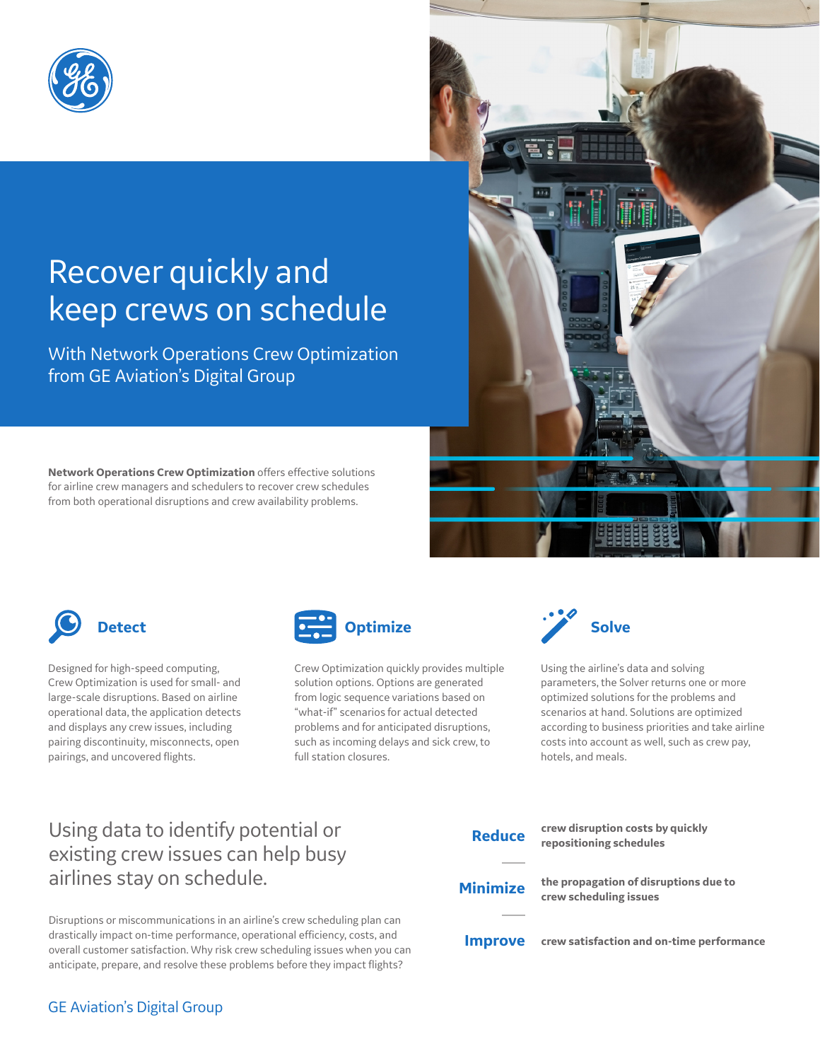# Recover quickly and keep crews on schedule

## With Network Operations Crew Optimization from GE Aviation's Digital Group

**Network Operations Crew Optimization** offers effective solutions for airline crew managers and schedulers to recover crew schedules from both operational disruptions and crew availability problems.

### Detect

Designed for high-speed computing, Crew Optimization is used for small- and large-scale disruptions. Based on airline operational data, the application detects and displays any crew issues, including pairing discontinuity, misconnects, open pairings, and uncovered flights.

### Optimize

Crew Optimization quickly provides multiple solution options. Options are generated from logic sequence variations based on "what-if" scenarios for actual detected problems and for anticipated disruptions, such as incoming delays and sick crew, to full station closures.

### Solve

Using the airline's data and solving parameters, the Solver returns one or more optimized solutions for the problems and scenarios at hand. Solutions are optimized according to business priorities and take airline costs into account as well, such as crew pay, hotels, and meals.

## Using data to identify potential or existing crew issues can help busy airlines stay on schedule.

Disruptions or miscommunications in an airline's crew scheduling plan can drastically impact on-time performance, operational efficiency, costs, and overall customer satisfaction. Why risk crew scheduling issues when you can anticipate, prepare, and resolve these problems before they impact flights?

**Reduce** **crew disruption costs by quickly repositioning schedules**

**Minimize** **the propagation of disruptions due to crew scheduling issues**

**Improve** **crew satisfaction and on-time performance**

GE Aviation's Digital Group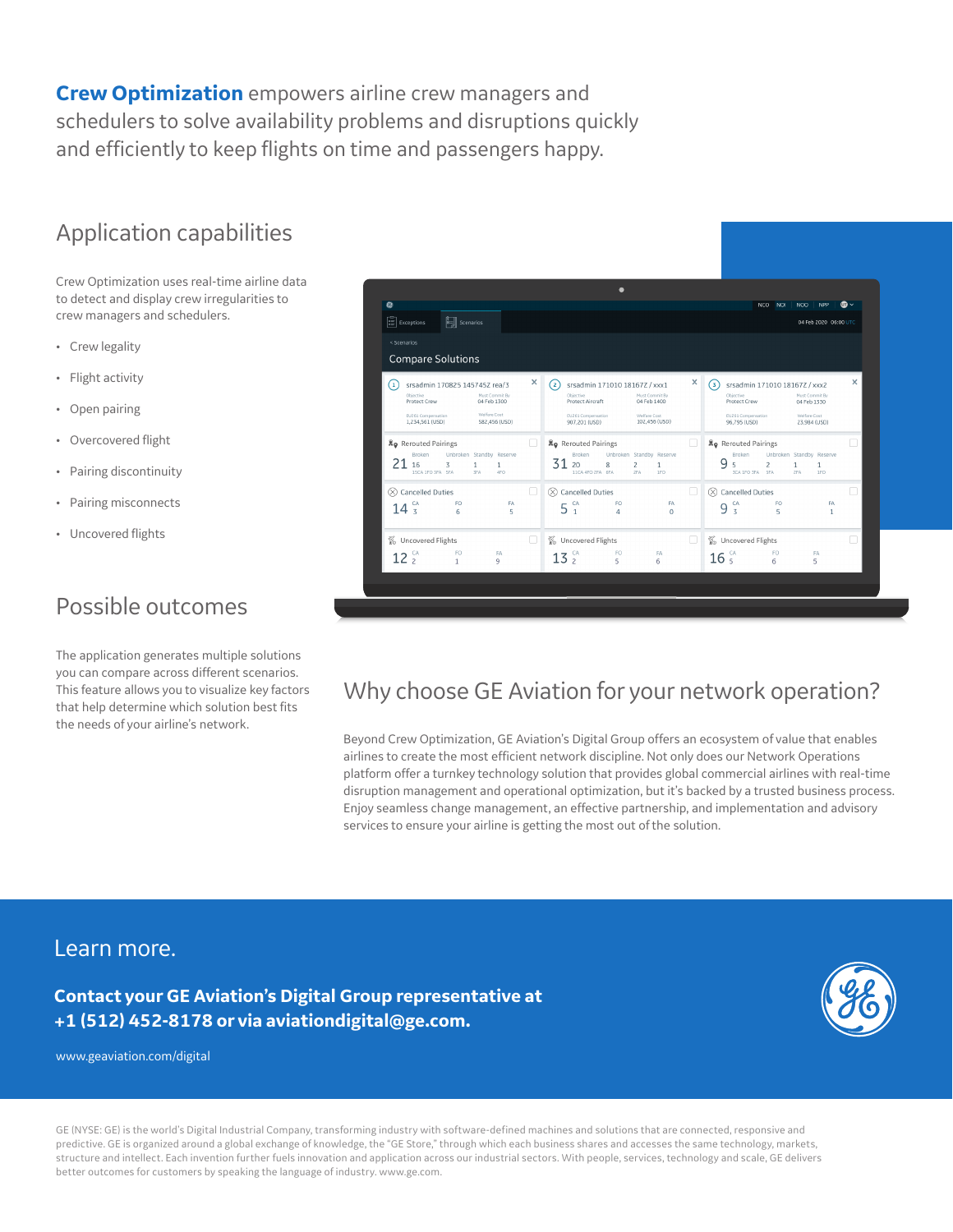**Crew Optimization** empowers airline crew managers and schedulers to solve availability problems and disruptions quickly and efficiently to keep flights on time and passengers happy.

## Application capabilities

Crew Optimization uses real-time airline data to detect and display crew irregularities to crew managers and schedulers.

- Crew legality
- Flight activity
- Open pairing
- Overcovered flight
- Pairing discontinuity
- Pairing misconnects
- Uncovered flights

## Possible outcomes

The application generates multiple solutions you can compare across different scenarios. This feature allows you to visualize key factors that help determine which solution best fits the needs of your airline's network.

## Why choose GE Aviation for your network operation?

Beyond Crew Optimization, GE Aviation's Digital Group offers an ecosystem of value that enables airlines to create the most efficient network discipline. Not only does our Network Operations platform offer a turnkey technology solution that provides global commercial airlines with real-time disruption management and operational optimization, but it's backed by a trusted business process. Enjoy seamless change management, an effective partnership, and implementation and advisory services to ensure your airline is getting the most out of the solution.

## Learn more.

**Contact your GE Aviation's Digital Group representative at +1 (512) 452-8178 or via aviationdigital@ge.com.**

www.geaviation.com/digital

GE (NYSE: GE) is the world's Digital Industrial Company, transforming industry with software-defined machines and solutions that are connected, responsive and predictive. GE is organized around a global exchange of knowledge, the "GE Store," through which each business shares and accesses the same technology, markets, structure and intellect. Each invention further fuels innovation and application across our industrial sectors. With people, services, technology and scale, GE delivers better outcomes for customers by speaking the language of industry. www.ge.com.